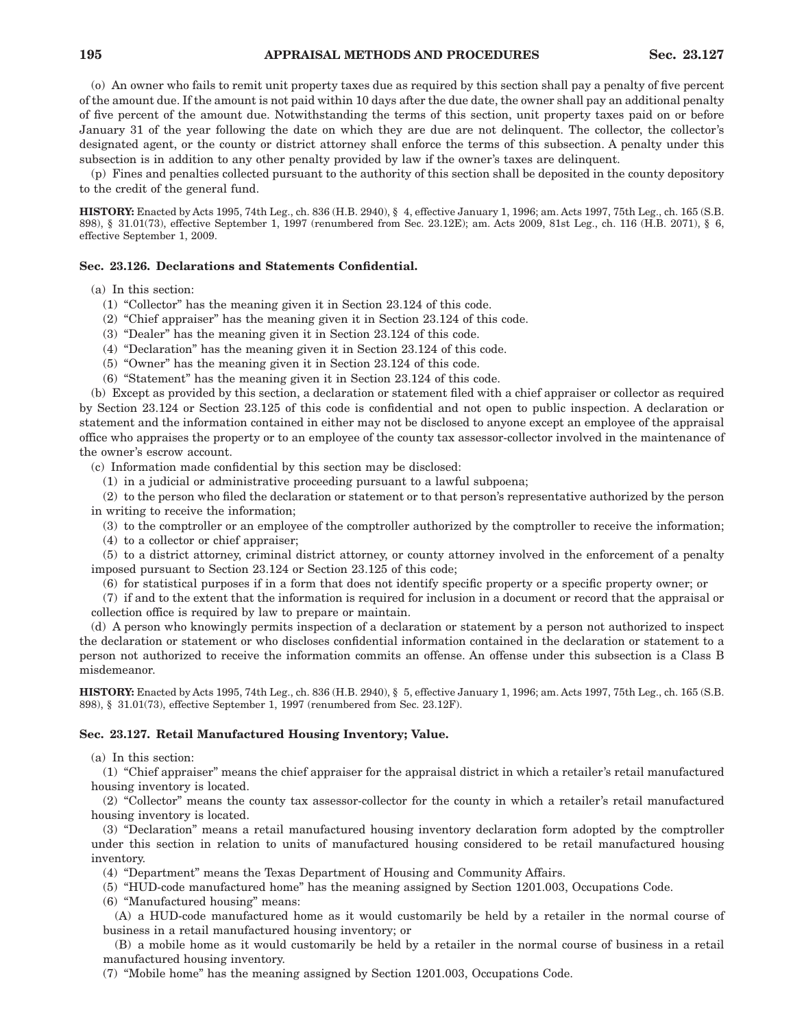(o) An owner who fails to remit unit property taxes due as required by this section shall pay a penalty of five percent of the amount due. If the amount is not paid within 10 days after the due date, the owner shall pay an additional penalty of five percent of the amount due. Notwithstanding the terms of this section, unit property taxes paid on or before January 31 of the year following the date on which they are due are not delinquent. The collector, the collector's designated agent, or the county or district attorney shall enforce the terms of this subsection. A penalty under this subsection is in addition to any other penalty provided by law if the owner's taxes are delinquent.

(p) Fines and penalties collected pursuant to the authority of this section shall be deposited in the county depository to the credit of the general fund.

**HISTORY:** Enacted by Acts 1995, 74th Leg., ch. 836 (H.B. 2940), § 4, effective January 1, 1996; am. Acts 1997, 75th Leg., ch. 165 (S.B. 898), § 31.01(73), effective September 1, 1997 (renumbered from Sec. 23.12E); am. Acts 2009, 81st Leg., ch. 116 (H.B. 2071), § 6, effective September 1, 2009.

### Sec. 23.126. Declarations and Statements Confidential.

(a) In this section:

(1) "Collector" has the meaning given it in Section 23.124 of this code.

(2) "Chief appraiser" has the meaning given it in Section 23.124 of this code.

(3) "Dealer" has the meaning given it in Section 23.124 of this code.

(4) "Declaration" has the meaning given it in Section 23.124 of this code.

(5) "Owner" has the meaning given it in Section 23.124 of this code.

(6) "Statement" has the meaning given it in Section 23.124 of this code.

(b) Except as provided by this section, a declaration or statement filed with a chief appraiser or collector as required by Section 23.124 or Section 23.125 of this code is confidential and not open to public inspection. A declaration or statement and the information contained in either may not be disclosed to anyone except an employee of the appraisal office who appraises the property or to an employee of the county tax assessor-collector involved in the maintenance of the owner's escrow account.

(c) Information made confidential by this section may be disclosed:

(1) in a judicial or administrative proceeding pursuant to a lawful subpoena;

(2) to the person who filed the declaration or statement or to that person's representative authorized by the person in writing to receive the information;

(3) to the comptroller or an employee of the comptroller authorized by the comptroller to receive the information;

(4) to a collector or chief appraiser;

(5) to a district attorney, criminal district attorney, or county attorney involved in the enforcement of a penalty imposed pursuant to Section 23.124 or Section 23.125 of this code;

(6) for statistical purposes if in a form that does not identify specific property or a specific property owner; or

(7) if and to the extent that the information is required for inclusion in a document or record that the appraisal or collection office is required by law to prepare or maintain.

(d) A person who knowingly permits inspection of a declaration or statement by a person not authorized to inspect the declaration or statement or who discloses confidential information contained in the declaration or statement to a person not authorized to receive the information commits an offense. An offense under this subsection is a Class B misdemeanor.

**HISTORY:** Enacted by Acts 1995, 74th Leg., ch. 836 (H.B. 2940), § 5, effective January 1, 1996; am. Acts 1997, 75th Leg., ch. 165 (S.B. 898), § 31.01(73), effective September 1, 1997 (renumbered from Sec. 23.12F).

### Sec. 23.127. Retail Manufactured Housing Inventory; Value.

(a) In this section:

(1) "Chief appraiser" means the chief appraiser for the appraisal district in which a retailer's retail manufactured housing inventory is located.

(2) "Collector" means the county tax assessor-collector for the county in which a retailer's retail manufactured housing inventory is located.

(3) "Declaration" means a retail manufactured housing inventory declaration form adopted by the comptroller under this section in relation to units of manufactured housing considered to be retail manufactured housing inventory.

(4) "Department" means the Texas Department of Housing and Community Affairs.

(5) "HUD-code manufactured home" has the meaning assigned by Section 1201.003, Occupations Code.

(6) "Manufactured housing" means:

(A) a HUD-code manufactured home as it would customarily be held by a retailer in the normal course of business in a retail manufactured housing inventory; or

(B) a mobile home as it would customarily be held by a retailer in the normal course of business in a retail manufactured housing inventory.

(7) "Mobile home" has the meaning assigned by Section 1201.003, Occupations Code.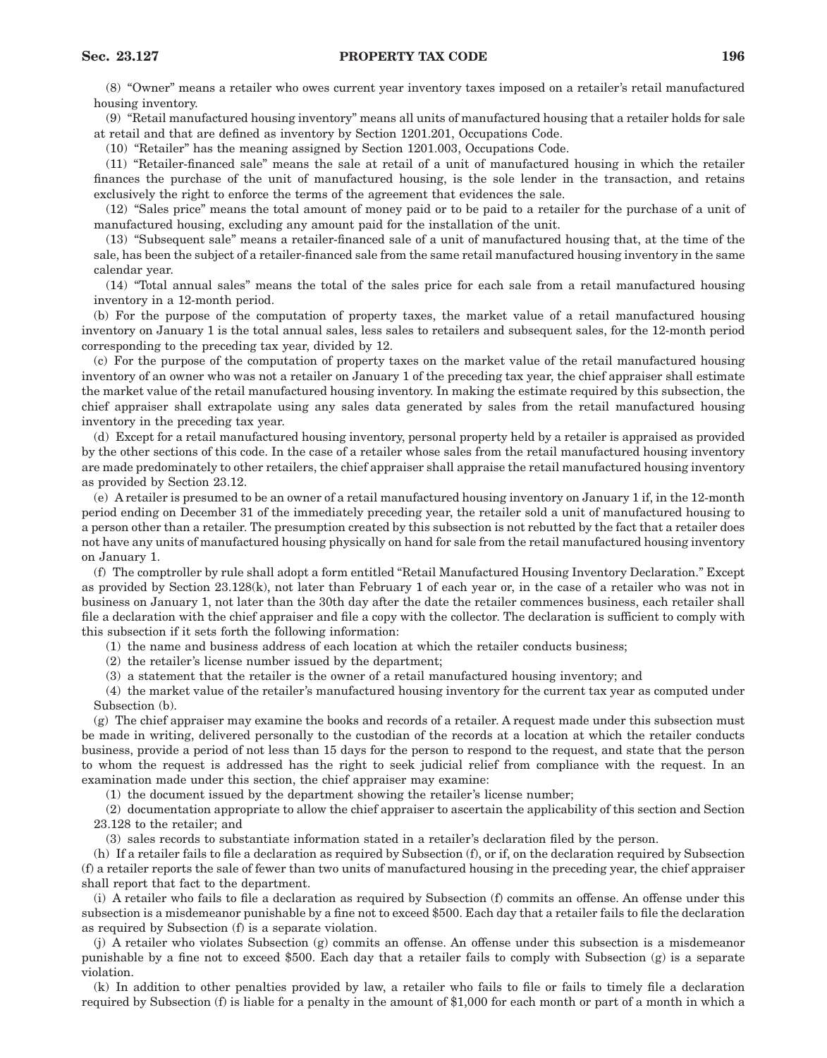(8) "Owner" means a retailer who owes current year inventory taxes imposed on a retailer's retail manufactured housing inventory.

(9) "Retail manufactured housing inventory" means all units of manufactured housing that a retailer holds for sale at retail and that are defined as inventory by Section 1201.201, Occupations Code.

(10) "Retailer" has the meaning assigned by Section 1201.003, Occupations Code.

(11) "Retailer-financed sale" means the sale at retail of a unit of manufactured housing in which the retailer finances the purchase of the unit of manufactured housing, is the sole lender in the transaction, and retains exclusively the right to enforce the terms of the agreement that evidences the sale.

(12) "Sales price" means the total amount of money paid or to be paid to a retailer for the purchase of a unit of manufactured housing, excluding any amount paid for the installation of the unit.

(13) "Subsequent sale" means a retailer-financed sale of a unit of manufactured housing that, at the time of the sale, has been the subject of a retailer-financed sale from the same retail manufactured housing inventory in the same calendar year.

(14) "Total annual sales" means the total of the sales price for each sale from a retail manufactured housing inventory in a 12-month period.

(b) For the purpose of the computation of property taxes, the market value of a retail manufactured housing inventory on January 1 is the total annual sales, less sales to retailers and subsequent sales, for the 12-month period corresponding to the preceding tax year, divided by 12.

(c) For the purpose of the computation of property taxes on the market value of the retail manufactured housing inventory of an owner who was not a retailer on January 1 of the preceding tax year, the chief appraiser shall estimate the market value of the retail manufactured housing inventory. In making the estimate required by this subsection, the chief appraiser shall extrapolate using any sales data generated by sales from the retail manufactured housing inventory in the preceding tax year.

(d) Except for a retail manufactured housing inventory, personal property held by a retailer is appraised as provided by the other sections of this code. In the case of a retailer whose sales from the retail manufactured housing inventory are made predominately to other retailers, the chief appraiser shall appraise the retail manufactured housing inventory as provided by Section 23.12.

(e) A retailer is presumed to be an owner of a retail manufactured housing inventory on January 1 if, in the 12-month period ending on December 31 of the immediately preceding year, the retailer sold a unit of manufactured housing to a person other than a retailer. The presumption created by this subsection is not rebutted by the fact that a retailer does not have any units of manufactured housing physically on hand for sale from the retail manufactured housing inventory on January 1.

(f) The comptroller by rule shall adopt a form entitled "Retail Manufactured Housing Inventory Declaration." Except as provided by Section 23.128(k), not later than February 1 of each year or, in the case of a retailer who was not in business on January 1, not later than the 30th day after the date the retailer commences business, each retailer shall file a declaration with the chief appraiser and file a copy with the collector. The declaration is sufficient to comply with this subsection if it sets forth the following information:

(1) the name and business address of each location at which the retailer conducts business;

(2) the retailer's license number issued by the department;

(3) a statement that the retailer is the owner of a retail manufactured housing inventory; and

(4) the market value of the retailer's manufactured housing inventory for the current tax year as computed under Subsection (b).

(g) The chief appraiser may examine the books and records of a retailer. A request made under this subsection must be made in writing, delivered personally to the custodian of the records at a location at which the retailer conducts business, provide a period of not less than 15 days for the person to respond to the request, and state that the person to whom the request is addressed has the right to seek judicial relief from compliance with the request. In an examination made under this section, the chief appraiser may examine:

(1) the document issued by the department showing the retailer's license number;

(2) documentation appropriate to allow the chief appraiser to ascertain the applicability of this section and Section 23.128 to the retailer; and

(3) sales records to substantiate information stated in a retailer's declaration filed by the person.

(h) If a retailer fails to file a declaration as required by Subsection (f), or if, on the declaration required by Subsection (f) a retailer reports the sale of fewer than two units of manufactured housing in the preceding year, the chief appraiser shall report that fact to the department.

(i) A retailer who fails to file a declaration as required by Subsection (f) commits an offense. An offense under this subsection is a misdemeanor punishable by a fine not to exceed $500. Each day that a retailer fails to file the declaration as required by Subsection (f) is a separate violation.

(j) A retailer who violates Subsection (g) commits an offense. An offense under this subsection is a misdemeanor punishable by a fine not to exceed $500. Each day that a retailer fails to comply with Subsection (g) is a separate violation.

(k) In addition to other penalties provided by law, a retailer who fails to file or fails to timely file a declaration required by Subsection (f) is liable for a penalty in the amount of $1,000 for each month or part of a month in which a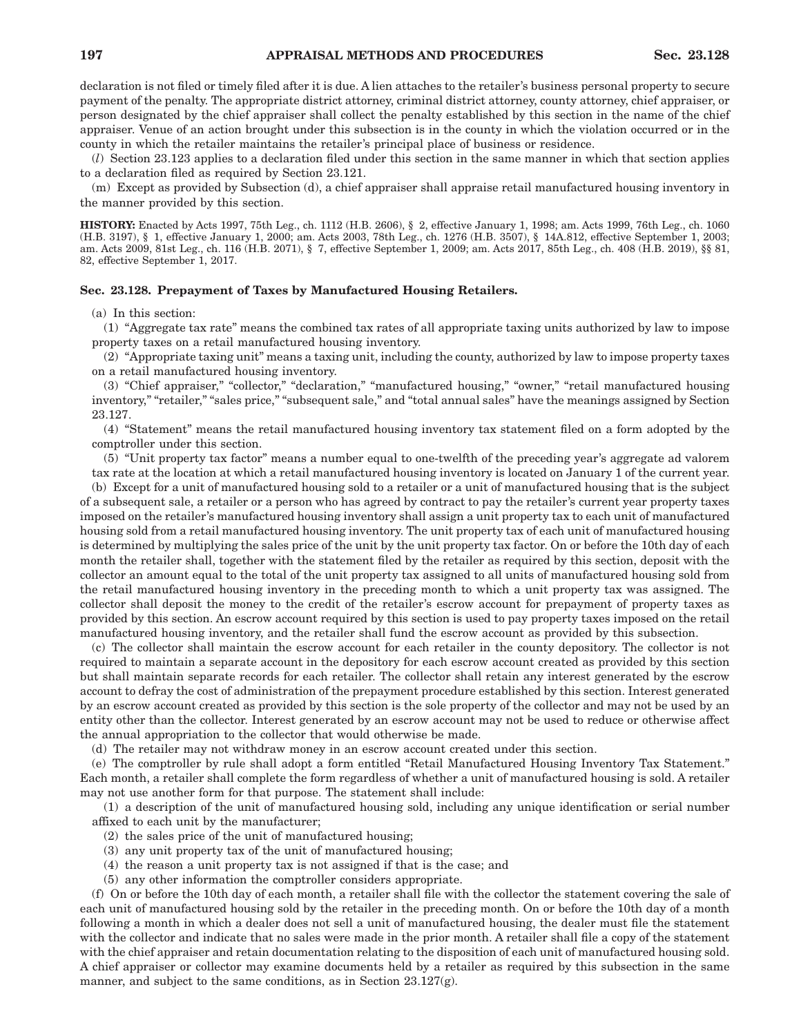declaration is not filed or timely filed after it is due. A lien attaches to the retailer's business personal property to secure payment of the penalty. The appropriate district attorney, criminal district attorney, county attorney, chief appraiser, or person designated by the chief appraiser shall collect the penalty established by this section in the name of the chief appraiser. Venue of an action brought under this subsection is in the county in which the violation occurred or in the county in which the retailer maintains the retailer's principal place of business or residence.

(*l*) Section 23.123 applies to a declaration filed under this section in the same manner in which that section applies to a declaration filed as required by Section 23.121.

(m) Except as provided by Subsection (d), a chief appraiser shall appraise retail manufactured housing inventory in the manner provided by this section.

**HISTORY:** Enacted by Acts 1997, 75th Leg., ch. 1112 (H.B. 2606), § 2, effective January 1, 1998; am. Acts 1999, 76th Leg., ch. 1060 (H.B. 3197), § 1, effective January 1, 2000; am. Acts 2003, 78th Leg., ch. 1276 (H.B. 3507), § 14A.812, effective September 1, 2003; am. Acts 2009, 81st Leg., ch. 116 (H.B. 2071), § 7, effective September 1, 2009; am. Acts 2017, 85th Leg., ch. 408 (H.B. 2019), §§ 81, 82, effective September 1, 2017.

### Sec. 23.128. Prepayment of Taxes by Manufactured Housing Retailers.

(a) In this section:

(1) "Aggregate tax rate" means the combined tax rates of all appropriate taxing units authorized by law to impose property taxes on a retail manufactured housing inventory.

(2) "Appropriate taxing unit" means a taxing unit, including the county, authorized by law to impose property taxes on a retail manufactured housing inventory.

(3) "Chief appraiser," "collector," "declaration," "manufactured housing," "owner," "retail manufactured housing inventory," "retailer," "sales price," "subsequent sale," and "total annual sales" have the meanings assigned by Section 23.127.

(4) "Statement" means the retail manufactured housing inventory tax statement filed on a form adopted by the comptroller under this section.

(5) "Unit property tax factor" means a number equal to one-twelfth of the preceding year's aggregate ad valorem tax rate at the location at which a retail manufactured housing inventory is located on January 1 of the current year.

(b) Except for a unit of manufactured housing sold to a retailer or a unit of manufactured housing that is the subject of a subsequent sale, a retailer or a person who has agreed by contract to pay the retailer's current year property taxes imposed on the retailer's manufactured housing inventory shall assign a unit property tax to each unit of manufactured housing sold from a retail manufactured housing inventory. The unit property tax of each unit of manufactured housing is determined by multiplying the sales price of the unit by the unit property tax factor. On or before the 10th day of each month the retailer shall, together with the statement filed by the retailer as required by this section, deposit with the collector an amount equal to the total of the unit property tax assigned to all units of manufactured housing sold from the retail manufactured housing inventory in the preceding month to which a unit property tax was assigned. The collector shall deposit the money to the credit of the retailer's escrow account for prepayment of property taxes as provided by this section. An escrow account required by this section is used to pay property taxes imposed on the retail manufactured housing inventory, and the retailer shall fund the escrow account as provided by this subsection.

(c) The collector shall maintain the escrow account for each retailer in the county depository. The collector is not required to maintain a separate account in the depository for each escrow account created as provided by this section but shall maintain separate records for each retailer. The collector shall retain any interest generated by the escrow account to defray the cost of administration of the prepayment procedure established by this section. Interest generated by an escrow account created as provided by this section is the sole property of the collector and may not be used by an entity other than the collector. Interest generated by an escrow account may not be used to reduce or otherwise affect the annual appropriation to the collector that would otherwise be made.

(d) The retailer may not withdraw money in an escrow account created under this section.

(e) The comptroller by rule shall adopt a form entitled "Retail Manufactured Housing Inventory Tax Statement." Each month, a retailer shall complete the form regardless of whether a unit of manufactured housing is sold. A retailer may not use another form for that purpose. The statement shall include:

(1) a description of the unit of manufactured housing sold, including any unique identification or serial number affixed to each unit by the manufacturer;

(2) the sales price of the unit of manufactured housing;

(3) any unit property tax of the unit of manufactured housing;

(4) the reason a unit property tax is not assigned if that is the case; and

(5) any other information the comptroller considers appropriate.

(f) On or before the 10th day of each month, a retailer shall file with the collector the statement covering the sale of each unit of manufactured housing sold by the retailer in the preceding month. On or before the 10th day of a month following a month in which a dealer does not sell a unit of manufactured housing, the dealer must file the statement with the collector and indicate that no sales were made in the prior month. A retailer shall file a copy of the statement with the chief appraiser and retain documentation relating to the disposition of each unit of manufactured housing sold. A chief appraiser or collector may examine documents held by a retailer as required by this subsection in the same manner, and subject to the same conditions, as in Section 23.127(g).